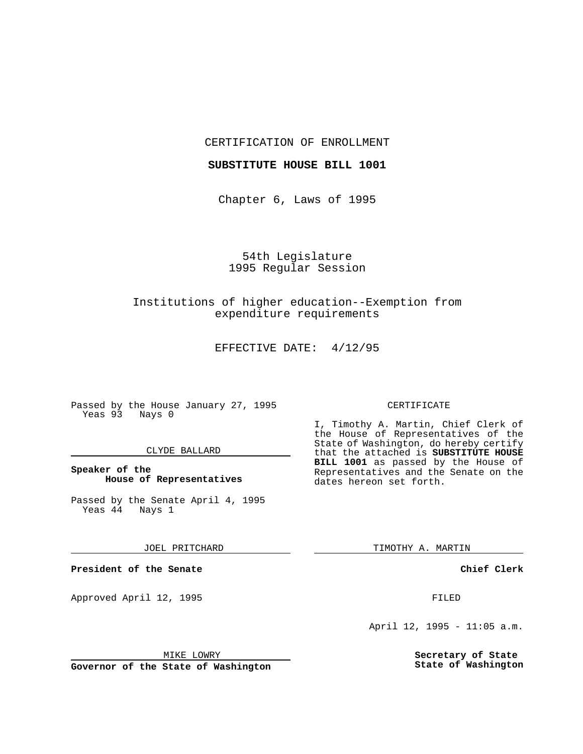CERTIFICATION OF ENROLLMENT

**SUBSTITUTE HOUSE BILL 1001**

Chapter 6, Laws of 1995

54th Legislature
1995 Regular Session

Institutions of higher education--Exemption from expenditure requirements

EFFECTIVE DATE: 4/12/95

Passed by the House January 27, 1995
Yeas 93 Nays 0

CLYDE BALLARD

**Speaker of the House of Representatives**

Passed by the Senate April 4, 1995
Yeas 44 Nays 1

JOEL PRITCHARD

**President of the Senate**

Approved April 12, 1995

MIKE LOWRY

**Governor of the State of Washington**

CERTIFICATE

I, Timothy A. Martin, Chief Clerk of the House of Representatives of the State of Washington, do hereby certify that the attached is **SUBSTITUTE HOUSE BILL 1001** as passed by the House of Representatives and the Senate on the dates hereon set forth.

TIMOTHY A. MARTIN

**Chief Clerk**

FILED

April 12, 1995 - 11:05 a.m.

**Secretary of State**
**State of Washington**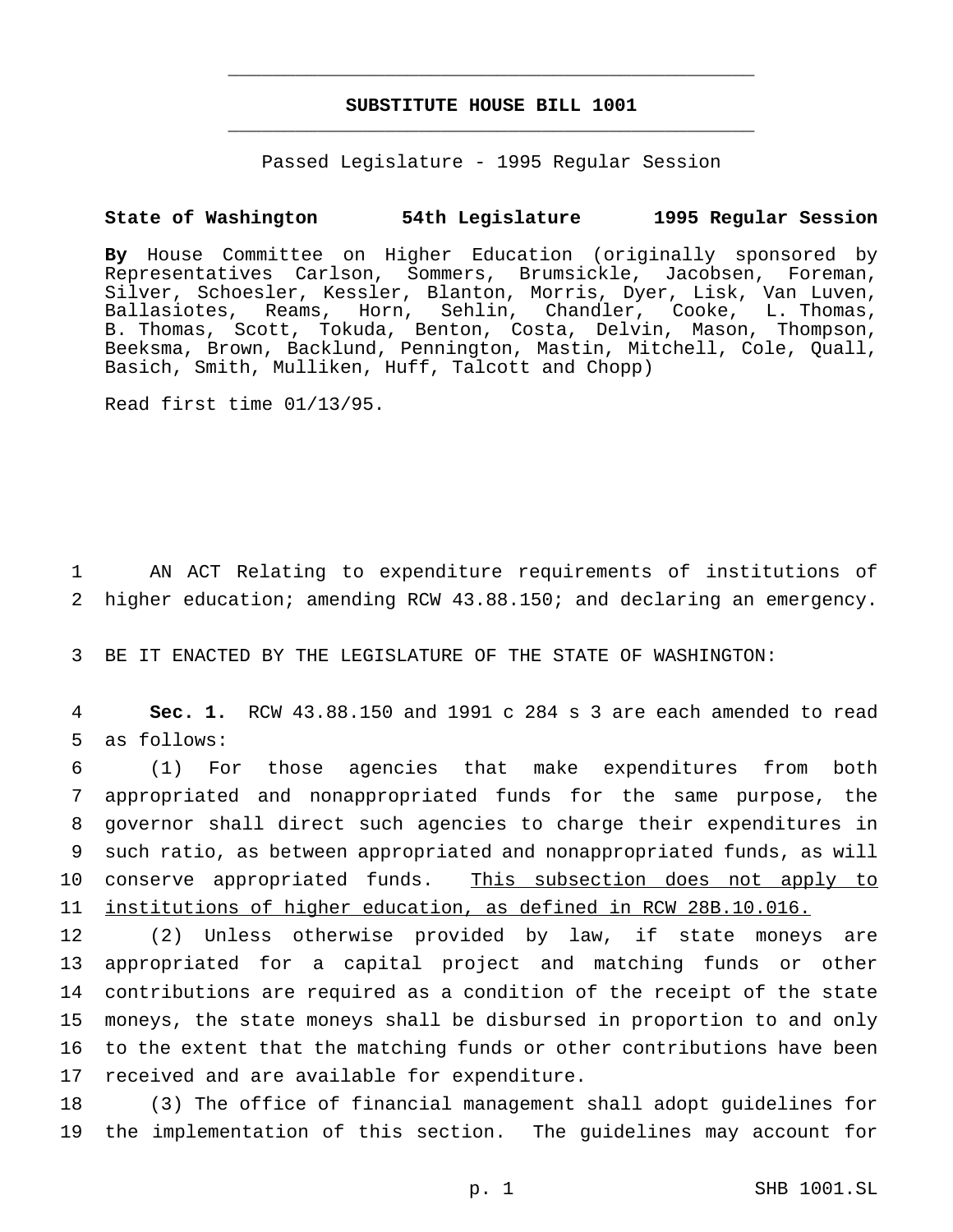# SUBSTITUTE HOUSE BILL 1001

Passed Legislature - 1995 Regular Session

**State of Washington 54th Legislature 1995 Regular Session**

**By** House Committee on Higher Education (originally sponsored by Representatives Carlson, Sommers, Brumsickle, Jacobsen, Foreman, Silver, Schoesler, Kessler, Blanton, Morris, Dyer, Lisk, Van Luven, Ballasiotes, Reams, Horn, Sehlin, Chandler, Cooke, L. Thomas, B. Thomas, Scott, Tokuda, Benton, Costa, Delvin, Mason, Thompson, Beeksma, Brown, Backlund, Pennington, Mastin, Mitchell, Cole, Quall, Basich, Smith, Mulliken, Huff, Talcott and Chopp)

Read first time 01/13/95.

AN ACT Relating to expenditure requirements of institutions of higher education; amending RCW 43.88.150; and declaring an emergency.

BE IT ENACTED BY THE LEGISLATURE OF THE STATE OF WASHINGTON:

**Sec. 1.** RCW 43.88.150 and 1991 c 284 s 3 are each amended to read as follows:

(1) For those agencies that make expenditures from both appropriated and nonappropriated funds for the same purpose, the governor shall direct such agencies to charge their expenditures in such ratio, as between appropriated and nonappropriated funds, as will conserve appropriated funds. <u>This subsection does not apply to institutions of higher education, as defined in RCW 28B.10.016.</u>

(2) Unless otherwise provided by law, if state moneys are appropriated for a capital project and matching funds or other contributions are required as a condition of the receipt of the state moneys, the state moneys shall be disbursed in proportion to and only to the extent that the matching funds or other contributions have been received and are available for expenditure.

(3) The office of financial management shall adopt guidelines for the implementation of this section. The guidelines may account for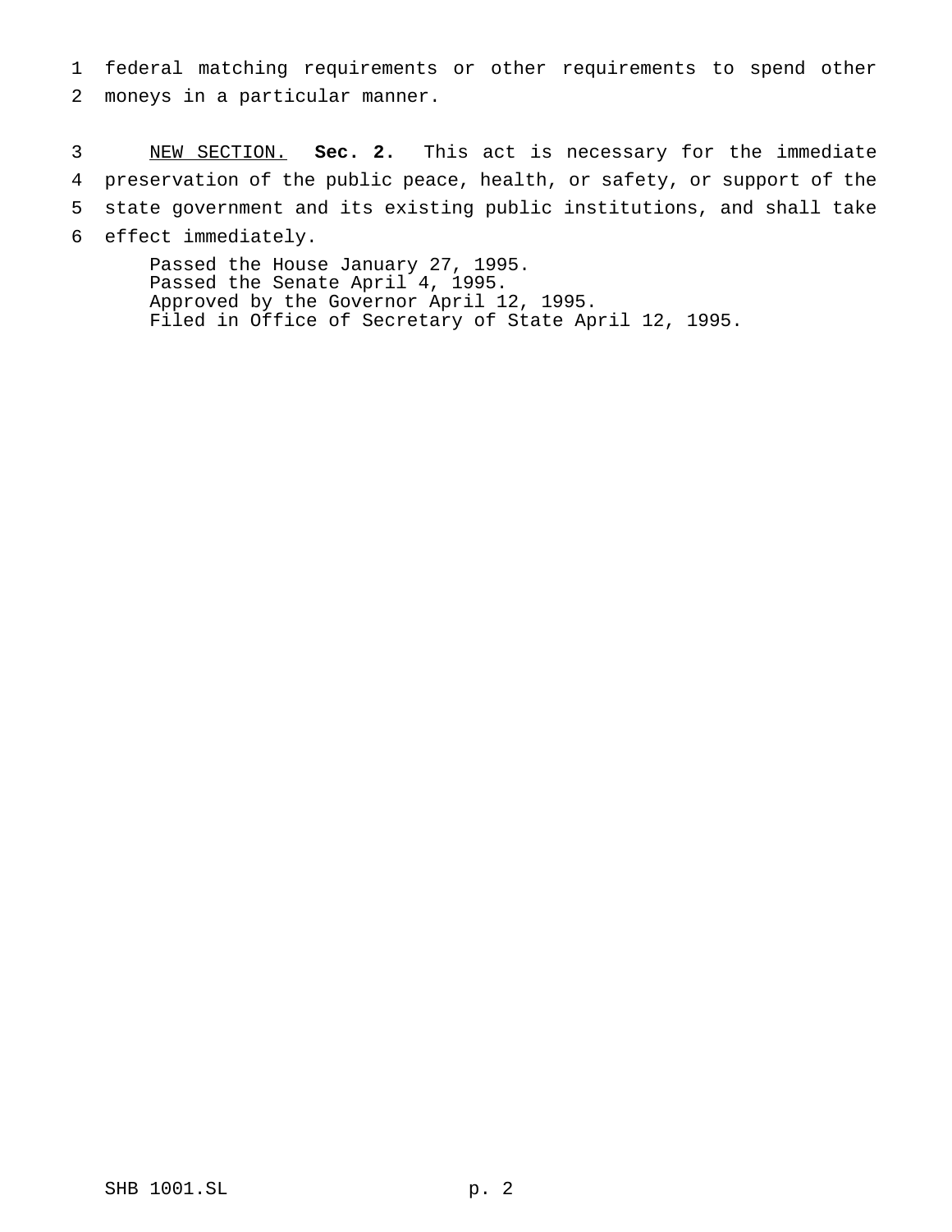federal matching requirements or other requirements to spend other moneys in a particular manner.

NEW SECTION. **Sec. 2.** This act is necessary for the immediate preservation of the public peace, health, or safety, or support of the state government and its existing public institutions, and shall take effect immediately.

Passed the House January 27, 1995.
Passed the Senate April 4, 1995.
Approved by the Governor April 12, 1995.
Filed in Office of Secretary of State April 12, 1995.